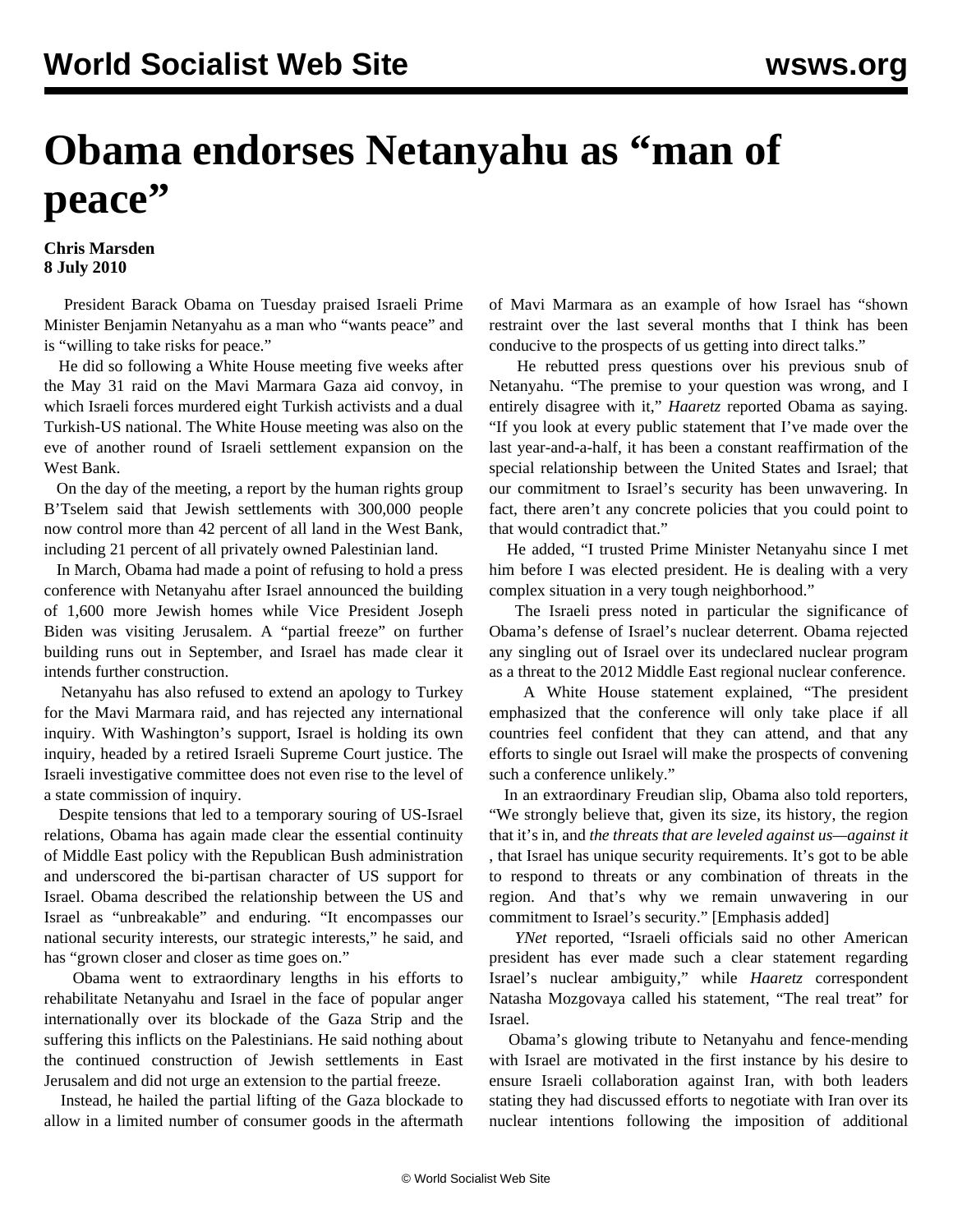# Obama endorses Netanyahu as "man of peace"

**Chris Marsden**
**8 July 2010**

President Barack Obama on Tuesday praised Israeli Prime Minister Benjamin Netanyahu as a man who "wants peace" and is "willing to take risks for peace."

He did so following a White House meeting five weeks after the May 31 raid on the Mavi Marmara Gaza aid convoy, in which Israeli forces murdered eight Turkish activists and a dual Turkish-US national. The White House meeting was also on the eve of another round of Israeli settlement expansion on the West Bank.

On the day of the meeting, a report by the human rights group B'Tselem said that Jewish settlements with 300,000 people now control more than 42 percent of all land in the West Bank, including 21 percent of all privately owned Palestinian land.

In March, Obama had made a point of refusing to hold a press conference with Netanyahu after Israel announced the building of 1,600 more Jewish homes while Vice President Joseph Biden was visiting Jerusalem. A "partial freeze" on further building runs out in September, and Israel has made clear it intends further construction.

Netanyahu has also refused to extend an apology to Turkey for the Mavi Marmara raid, and has rejected any international inquiry. With Washington's support, Israel is holding its own inquiry, headed by a retired Israeli Supreme Court justice. The Israeli investigative committee does not even rise to the level of a state commission of inquiry.

Despite tensions that led to a temporary souring of US-Israel relations, Obama has again made clear the essential continuity of Middle East policy with the Republican Bush administration and underscored the bi-partisan character of US support for Israel. Obama described the relationship between the US and Israel as "unbreakable" and enduring. "It encompasses our national security interests, our strategic interests," he said, and has "grown closer and closer as time goes on."

Obama went to extraordinary lengths in his efforts to rehabilitate Netanyahu and Israel in the face of popular anger internationally over its blockade of the Gaza Strip and the suffering this inflicts on the Palestinians. He said nothing about the continued construction of Jewish settlements in East Jerusalem and did not urge an extension to the partial freeze.

Instead, he hailed the partial lifting of the Gaza blockade to allow in a limited number of consumer goods in the aftermath of Mavi Marmara as an example of how Israel has "shown restraint over the last several months that I think has been conducive to the prospects of us getting into direct talks."

He rebutted press questions over his previous snub of Netanyahu. "The premise to your question was wrong, and I entirely disagree with it," *Haaretz* reported Obama as saying. "If you look at every public statement that I've made over the last year-and-a-half, it has been a constant reaffirmation of the special relationship between the United States and Israel; that our commitment to Israel's security has been unwavering. In fact, there aren't any concrete policies that you could point to that would contradict that."

He added, "I trusted Prime Minister Netanyahu since I met him before I was elected president. He is dealing with a very complex situation in a very tough neighborhood."

The Israeli press noted in particular the significance of Obama's defense of Israel's nuclear deterrent. Obama rejected any singling out of Israel over its undeclared nuclear program as a threat to the 2012 Middle East regional nuclear conference.

A White House statement explained, "The president emphasized that the conference will only take place if all countries feel confident that they can attend, and that any efforts to single out Israel will make the prospects of convening such a conference unlikely."

In an extraordinary Freudian slip, Obama also told reporters, "We strongly believe that, given its size, its history, the region that it's in, and *the threats that are leveled against us—against it* , that Israel has unique security requirements. It's got to be able to respond to threats or any combination of threats in the region. And that's why we remain unwavering in our commitment to Israel's security." [Emphasis added]

*YNet* reported, "Israeli officials said no other American president has ever made such a clear statement regarding Israel's nuclear ambiguity," while *Haaretz* correspondent Natasha Mozgovaya called his statement, "The real treat" for Israel.

Obama's glowing tribute to Netanyahu and fence-mending with Israel are motivated in the first instance by his desire to ensure Israeli collaboration against Iran, with both leaders stating they had discussed efforts to negotiate with Iran over its nuclear intentions following the imposition of additional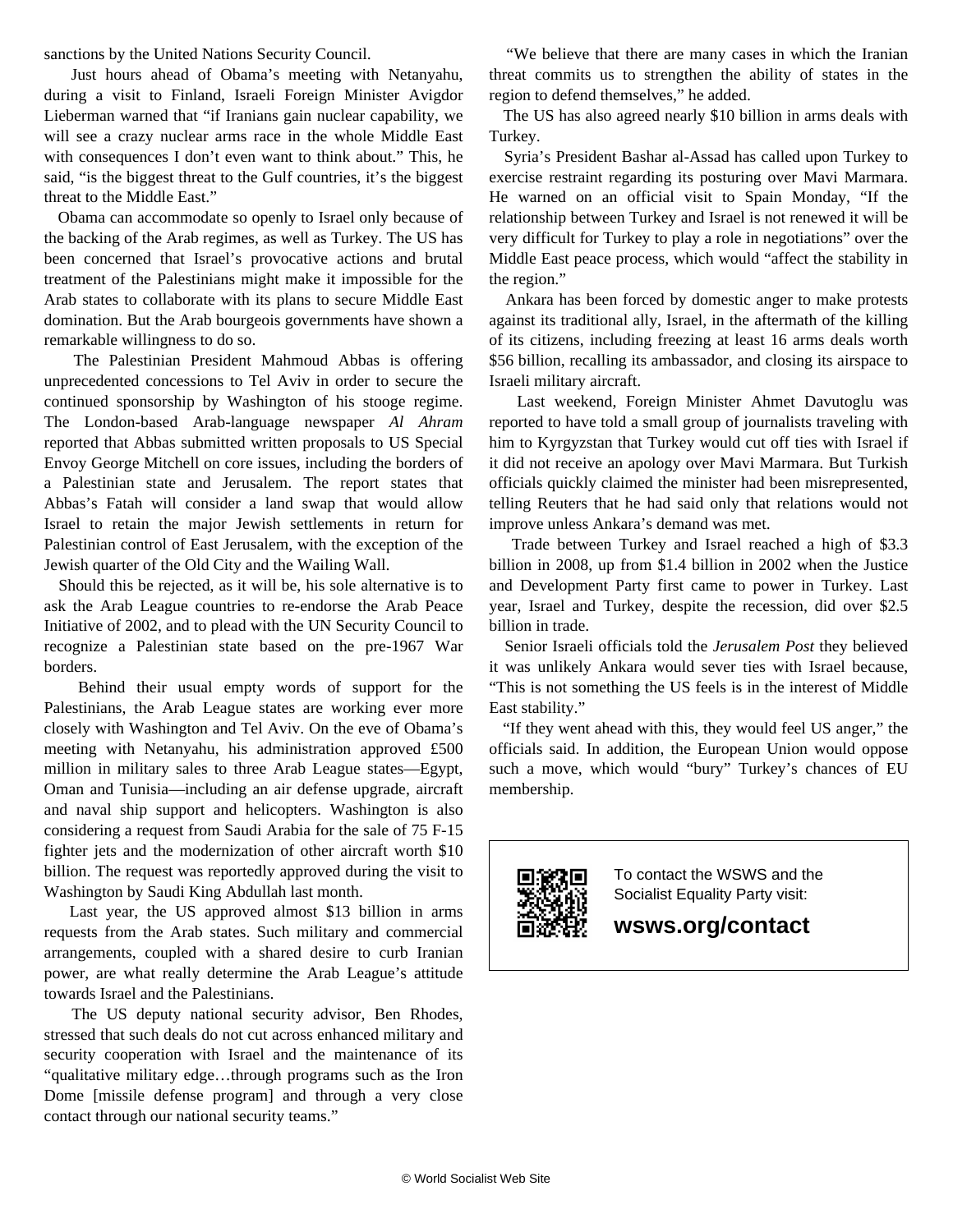sanctions by the United Nations Security Council.

Just hours ahead of Obama's meeting with Netanyahu, during a visit to Finland, Israeli Foreign Minister Avigdor Lieberman warned that "if Iranians gain nuclear capability, we will see a crazy nuclear arms race in the whole Middle East with consequences I don't even want to think about." This, he said, "is the biggest threat to the Gulf countries, it's the biggest threat to the Middle East."

Obama can accommodate so openly to Israel only because of the backing of the Arab regimes, as well as Turkey. The US has been concerned that Israel's provocative actions and brutal treatment of the Palestinians might make it impossible for the Arab states to collaborate with its plans to secure Middle East domination. But the Arab bourgeois governments have shown a remarkable willingness to do so.

The Palestinian President Mahmoud Abbas is offering unprecedented concessions to Tel Aviv in order to secure the continued sponsorship by Washington of his stooge regime. The London-based Arab-language newspaper *Al Ahram* reported that Abbas submitted written proposals to US Special Envoy George Mitchell on core issues, including the borders of a Palestinian state and Jerusalem. The report states that Abbas's Fatah will consider a land swap that would allow Israel to retain the major Jewish settlements in return for Palestinian control of East Jerusalem, with the exception of the Jewish quarter of the Old City and the Wailing Wall.

Should this be rejected, as it will be, his sole alternative is to ask the Arab League countries to re-endorse the Arab Peace Initiative of 2002, and to plead with the UN Security Council to recognize a Palestinian state based on the pre-1967 War borders.

Behind their usual empty words of support for the Palestinians, the Arab League states are working ever more closely with Washington and Tel Aviv. On the eve of Obama's meeting with Netanyahu, his administration approved £500 million in military sales to three Arab League states—Egypt, Oman and Tunisia—including an air defense upgrade, aircraft and naval ship support and helicopters. Washington is also considering a request from Saudi Arabia for the sale of 75 F-15 fighter jets and the modernization of other aircraft worth $10 billion. The request was reportedly approved during the visit to Washington by Saudi King Abdullah last month.

Last year, the US approved almost $13 billion in arms requests from the Arab states. Such military and commercial arrangements, coupled with a shared desire to curb Iranian power, are what really determine the Arab League's attitude towards Israel and the Palestinians.

The US deputy national security advisor, Ben Rhodes, stressed that such deals do not cut across enhanced military and security cooperation with Israel and the maintenance of its "qualitative military edge…through programs such as the Iron Dome [missile defense program] and through a very close contact through our national security teams."

"We believe that there are many cases in which the Iranian threat commits us to strengthen the ability of states in the region to defend themselves," he added.

The US has also agreed nearly $10 billion in arms deals with Turkey.

Syria's President Bashar al-Assad has called upon Turkey to exercise restraint regarding its posturing over Mavi Marmara. He warned on an official visit to Spain Monday, "If the relationship between Turkey and Israel is not renewed it will be very difficult for Turkey to play a role in negotiations" over the Middle East peace process, which would "affect the stability in the region."

Ankara has been forced by domestic anger to make protests against its traditional ally, Israel, in the aftermath of the killing of its citizens, including freezing at least 16 arms deals worth $56 billion, recalling its ambassador, and closing its airspace to Israeli military aircraft.

Last weekend, Foreign Minister Ahmet Davutoglu was reported to have told a small group of journalists traveling with him to Kyrgyzstan that Turkey would cut off ties with Israel if it did not receive an apology over Mavi Marmara. But Turkish officials quickly claimed the minister had been misrepresented, telling Reuters that he had said only that relations would not improve unless Ankara's demand was met.

Trade between Turkey and Israel reached a high of $3.3 billion in 2008, up from $1.4 billion in 2002 when the Justice and Development Party first came to power in Turkey. Last year, Israel and Turkey, despite the recession, did over $2.5 billion in trade.

Senior Israeli officials told the *Jerusalem Post* they believed it was unlikely Ankara would sever ties with Israel because, "This is not something the US feels is in the interest of Middle East stability."

"If they went ahead with this, they would feel US anger," the officials said. In addition, the European Union would oppose such a move, which would "bury" Turkey's chances of EU membership.

To contact the WSWS and the Socialist Equality Party visit:

**wsws.org/contact**